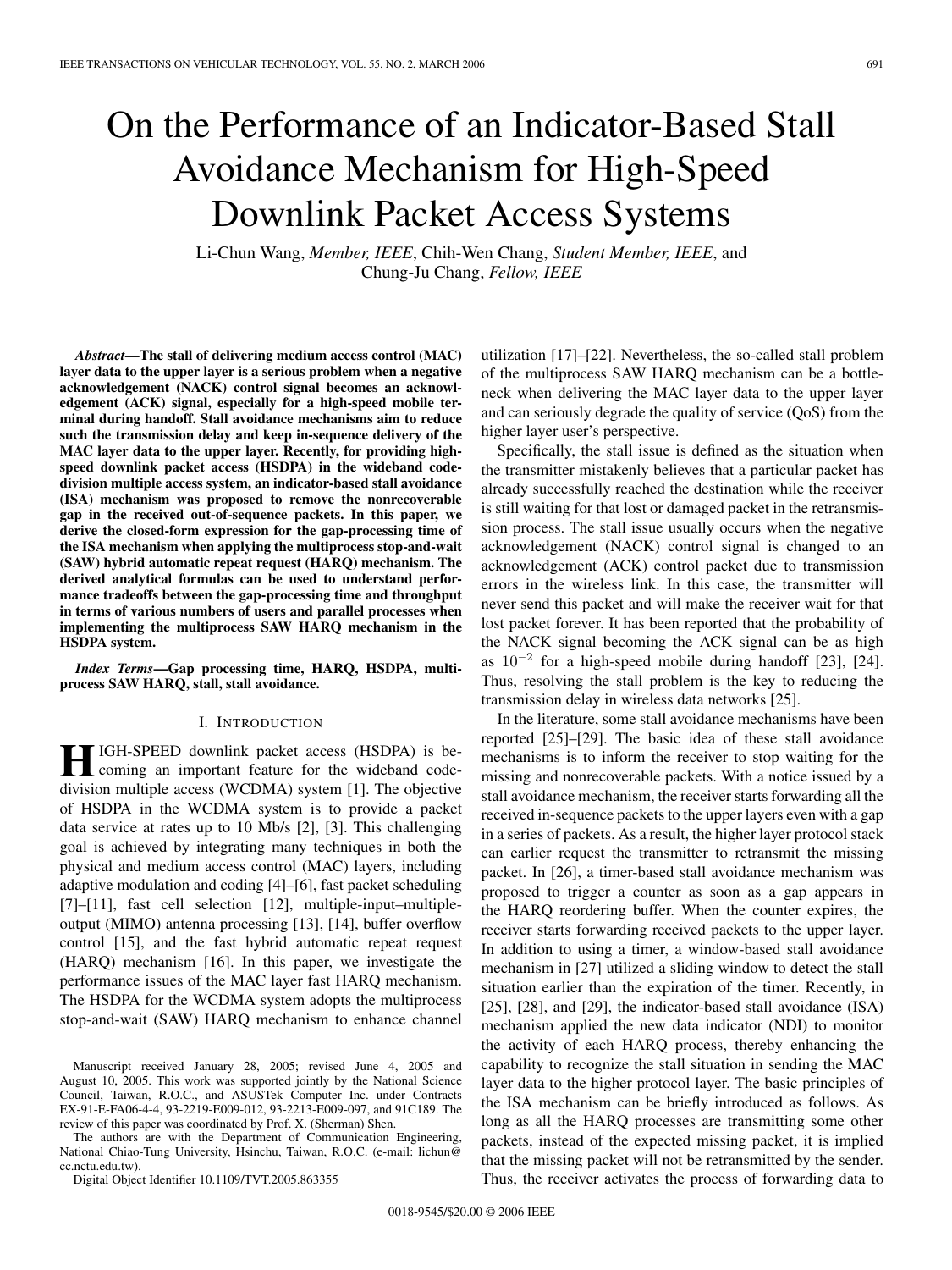# On the Performance of an Indicator-Based Stall Avoidance Mechanism for High-Speed Downlink Packet Access Systems

Li-Chun Wang, *Member, IEEE*, Chih-Wen Chang, *Student Member, IEEE*, and Chung-Ju Chang, *Fellow, IEEE*

***Abstract*—The stall of delivering medium access control (MAC) layer data to the upper layer is a serious problem when a negative acknowledgement (NACK) control signal becomes an acknowledgement (ACK) signal, especially for a high-speed mobile terminal during handoff. Stall avoidance mechanisms aim to reduce such the transmission delay and keep in-sequence delivery of the MAC layer data to the upper layer. Recently, for providing high-speed downlink packet access (HSDPA) in the wideband code-division multiple access system, an indicator-based stall avoidance (ISA) mechanism was proposed to remove the nonrecoverable gap in the received out-of-sequence packets. In this paper, we derive the closed-form expression for the gap-processing time of the ISA mechanism when applying the multiprocess stop-and-wait (SAW) hybrid automatic repeat request (HARQ) mechanism. The derived analytical formulas can be used to understand performance tradeoffs between the gap-processing time and throughput in terms of various numbers of users and parallel processes when implementing the multiprocess SAW HARQ mechanism in the HSDPA system.**

***Index Terms*—Gap processing time, HARQ, HSDPA, multiprocess SAW HARQ, stall, stall avoidance.**

## I. Introduction

High-speed downlink packet access (HSDPA) is becoming an important feature for the wideband code-division multiple access (WCDMA) system [1]. The objective of HSDPA in the WCDMA system is to provide a packet data service at rates up to 10 Mb/s [2], [3]. This challenging goal is achieved by integrating many techniques in both the physical and medium access control (MAC) layers, including adaptive modulation and coding [4]–[6], fast packet scheduling [7]–[11], fast cell selection [12], multiple-input–multiple-output (MIMO) antenna processing [13], [14], buffer overflow control [15], and the fast hybrid automatic repeat request (HARQ) mechanism [16]. In this paper, we investigate the performance issues of the MAC layer fast HARQ mechanism. The HSDPA for the WCDMA system adopts the multiprocess stop-and-wait (SAW) HARQ mechanism to enhance channel utilization [17]–[22]. Nevertheless, the so-called stall problem of the multiprocess SAW HARQ mechanism can be a bottleneck when delivering the MAC layer data to the upper layer and can seriously degrade the quality of service (QoS) from the higher layer user's perspective.

Specifically, the stall issue is defined as the situation when the transmitter mistakenly believes that a particular packet has already successfully reached the destination while the receiver is still waiting for that lost or damaged packet in the retransmission process. The stall issue usually occurs when the negative acknowledgement (NACK) control signal is changed to an acknowledgement (ACK) control packet due to transmission errors in the wireless link. In this case, the transmitter will never send this packet and will make the receiver wait for that lost packet forever. It has been reported that the probability of the NACK signal becoming the ACK signal can be as high as $10^{-2}$ for a high-speed mobile during handoff [23], [24]. Thus, resolving the stall problem is the key to reducing the transmission delay in wireless data networks [25].

In the literature, some stall avoidance mechanisms have been reported [25]–[29]. The basic idea of these stall avoidance mechanisms is to inform the receiver to stop waiting for the missing and nonrecoverable packets. With a notice issued by a stall avoidance mechanism, the receiver starts forwarding all the received in-sequence packets to the upper layers even with a gap in a series of packets. As a result, the higher layer protocol stack can earlier request the transmitter to retransmit the missing packet. In [26], a timer-based stall avoidance mechanism was proposed to trigger a counter as soon as a gap appears in the HARQ reordering buffer. When the counter expires, the receiver starts forwarding received packets to the upper layer. In addition to using a timer, a window-based stall avoidance mechanism in [27] utilized a sliding window to detect the stall situation earlier than the expiration of the timer. Recently, in [25], [28], and [29], the indicator-based stall avoidance (ISA) mechanism applied the new data indicator (NDI) to monitor the activity of each HARQ process, thereby enhancing the capability to recognize the stall situation in sending the MAC layer data to the higher protocol layer. The basic principles of the ISA mechanism can be briefly introduced as follows. As long as all the HARQ processes are transmitting some other packets, instead of the expected missing packet, it is implied that the missing packet will not be retransmitted by the sender. Thus, the receiver activates the process of forwarding data to

Manuscript received January 28, 2005; revised June 4, 2005 and August 10, 2005. This work was supported jointly by the National Science Council, Taiwan, R.O.C., and ASUSTek Computer Inc. under Contracts EX-91-E-FA06-4-4, 93-2219-E009-012, 93-2213-E009-097, and 91C189. The review of this paper was coordinated by Prof. X. (Sherman) Shen.

The authors are with the Department of Communication Engineering, National Chiao-Tung University, Hsinchu, Taiwan, R.O.C. (e-mail: lichun@cc.nctu.edu.tw).

Digital Object Identifier 10.1109/TVT.2005.863355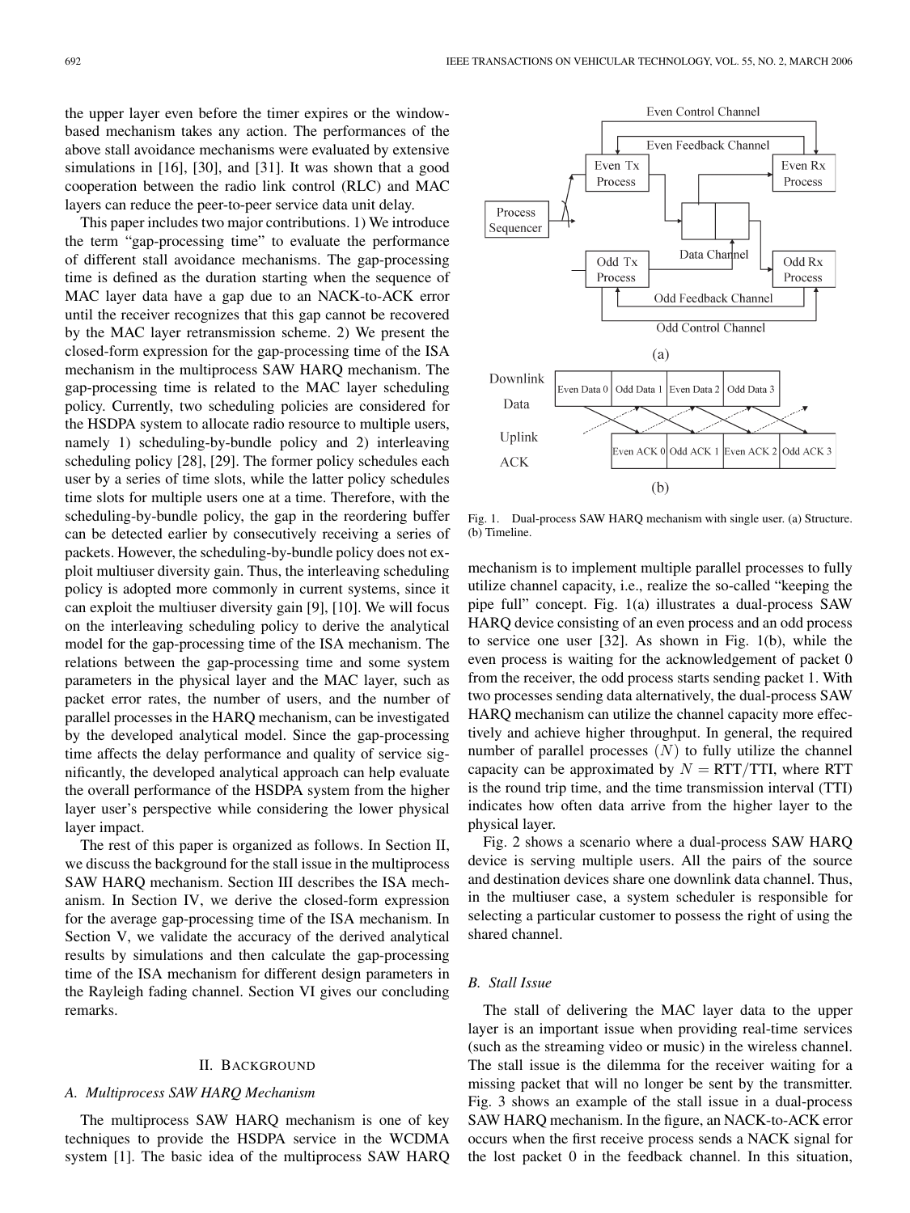the upper layer even before the timer expires or the window-based mechanism takes any action. The performances of the above stall avoidance mechanisms were evaluated by extensive simulations in [16], [30], and [31]. It was shown that a good cooperation between the radio link control (RLC) and MAC layers can reduce the peer-to-peer service data unit delay.

This paper includes two major contributions. 1) We introduce the term "gap-processing time" to evaluate the performance of different stall avoidance mechanisms. The gap-processing time is defined as the duration starting when the sequence of MAC layer data have a gap due to an NACK-to-ACK error until the receiver recognizes that this gap cannot be recovered by the MAC layer retransmission scheme. 2) We present the closed-form expression for the gap-processing time of the ISA mechanism in the multiprocess SAW HARQ mechanism. The gap-processing time is related to the MAC layer scheduling policy. Currently, two scheduling policies are considered for the HSDPA system to allocate radio resource to multiple users, namely 1) scheduling-by-bundle policy and 2) interleaving scheduling policy [28], [29]. The former policy schedules each user by a series of time slots, while the latter policy schedules time slots for multiple users one at a time. Therefore, with the scheduling-by-bundle policy, the gap in the reordering buffer can be detected earlier by consecutively receiving a series of packets. However, the scheduling-by-bundle policy does not exploit multiuser diversity gain. Thus, the interleaving scheduling policy is adopted more commonly in current systems, since it can exploit the multiuser diversity gain [9], [10]. We will focus on the interleaving scheduling policy to derive the analytical model for the gap-processing time of the ISA mechanism. The relations between the gap-processing time and some system parameters in the physical layer and the MAC layer, such as packet error rates, the number of users, and the number of parallel processes in the HARQ mechanism, can be investigated by the developed analytical model. Since the gap-processing time affects the delay performance and quality of service significantly, the developed analytical approach can help evaluate the overall performance of the HSDPA system from the higher layer user's perspective while considering the lower physical layer impact.

The rest of this paper is organized as follows. In Section II, we discuss the background for the stall issue in the multiprocess SAW HARQ mechanism. Section III describes the ISA mechanism. In Section IV, we derive the closed-form expression for the average gap-processing time of the ISA mechanism. In Section V, we validate the accuracy of the derived analytical results by simulations and then calculate the gap-processing time of the ISA mechanism for different design parameters in the Rayleigh fading channel. Section VI gives our concluding remarks.

## II. Background

### A. Multiprocess SAW HARQ Mechanism

The multiprocess SAW HARQ mechanism is one of key techniques to provide the HSDPA service in the WCDMA system [1]. The basic idea of the multiprocess SAW HARQ mechanism is to implement multiple parallel processes to fully utilize channel capacity, i.e., realize the so-called "keeping the pipe full" concept. Fig. 1(a) illustrates a dual-process SAW HARQ device consisting of an even process and an odd process to service one user [32]. As shown in Fig. 1(b), while the even process is waiting for the acknowledgement of packet 0 from the receiver, the odd process starts sending packet 1. With two processes sending data alternatively, the dual-process SAW HARQ mechanism can utilize the channel capacity more effectively and achieve higher throughput. In general, the required number of parallel processes $(N)$ to fully utilize the channel capacity can be approximated by $N = \mathrm{RTT}/\mathrm{TTI}$, where RTT is the round trip time, and the time transmission interval (TTI) indicates how often data arrive from the higher layer to the physical layer.

Fig. 1. Dual-process SAW HARQ mechanism with single user. (a) Structure. (b) Timeline.

Fig. 2 shows a scenario where a dual-process SAW HARQ device is serving multiple users. All the pairs of the source and destination devices share one downlink data channel. Thus, in the multiuser case, a system scheduler is responsible for selecting a particular customer to possess the right of using the shared channel.

### B. Stall Issue

The stall of delivering the MAC layer data to the upper layer is an important issue when providing real-time services (such as the streaming video or music) in the wireless channel. The stall issue is the dilemma for the receiver waiting for a missing packet that will no longer be sent by the transmitter. Fig. 3 shows an example of the stall issue in a dual-process SAW HARQ mechanism. In the figure, an NACK-to-ACK error occurs when the first receive process sends a NACK signal for the lost packet 0 in the feedback channel. In this situation,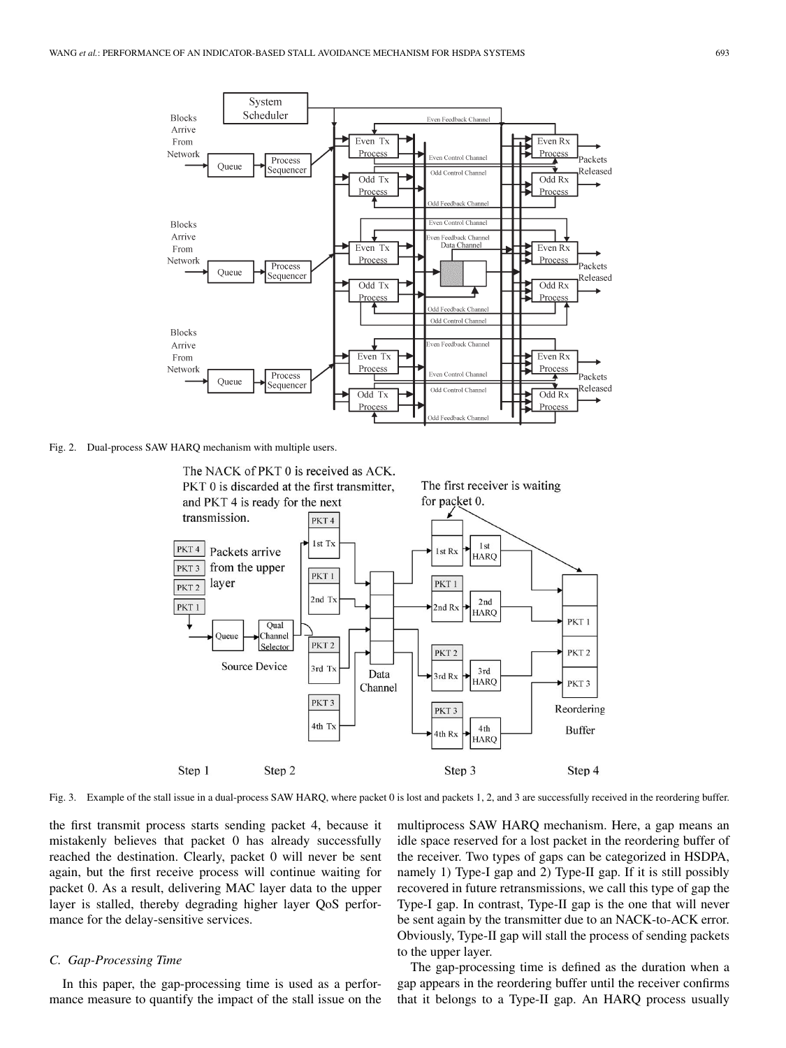Fig. 2. Dual-process SAW HARQ mechanism with multiple users.

Fig. 3. Example of the stall issue in a dual-process SAW HARQ, where packet 0 is lost and packets 1, 2, and 3 are successfully received in the reordering buffer.

the first transmit process starts sending packet 4, because it mistakenly believes that packet 0 has already successfully reached the destination. Clearly, packet 0 will never be sent again, but the first receive process will continue waiting for packet 0. As a result, delivering MAC layer data to the upper layer is stalled, thereby degrading higher layer QoS performance for the delay-sensitive services.

### C. Gap-Processing Time

In this paper, the gap-processing time is used as a performance measure to quantify the impact of the stall issue on the multiprocess SAW HARQ mechanism. Here, a gap means an idle space reserved for a lost packet in the reordering buffer of the receiver. Two types of gaps can be categorized in HSDPA, namely 1) Type-I gap and 2) Type-II gap. If it is still possibly recovered in future retransmissions, we call this type of gap the Type-I gap. In contrast, Type-II gap is the one that will never be sent again by the transmitter due to an NACK-to-ACK error. Obviously, Type-II gap will stall the process of sending packets to the upper layer.

The gap-processing time is defined as the duration when a gap appears in the reordering buffer until the receiver confirms that it belongs to a Type-II gap. An HARQ process usually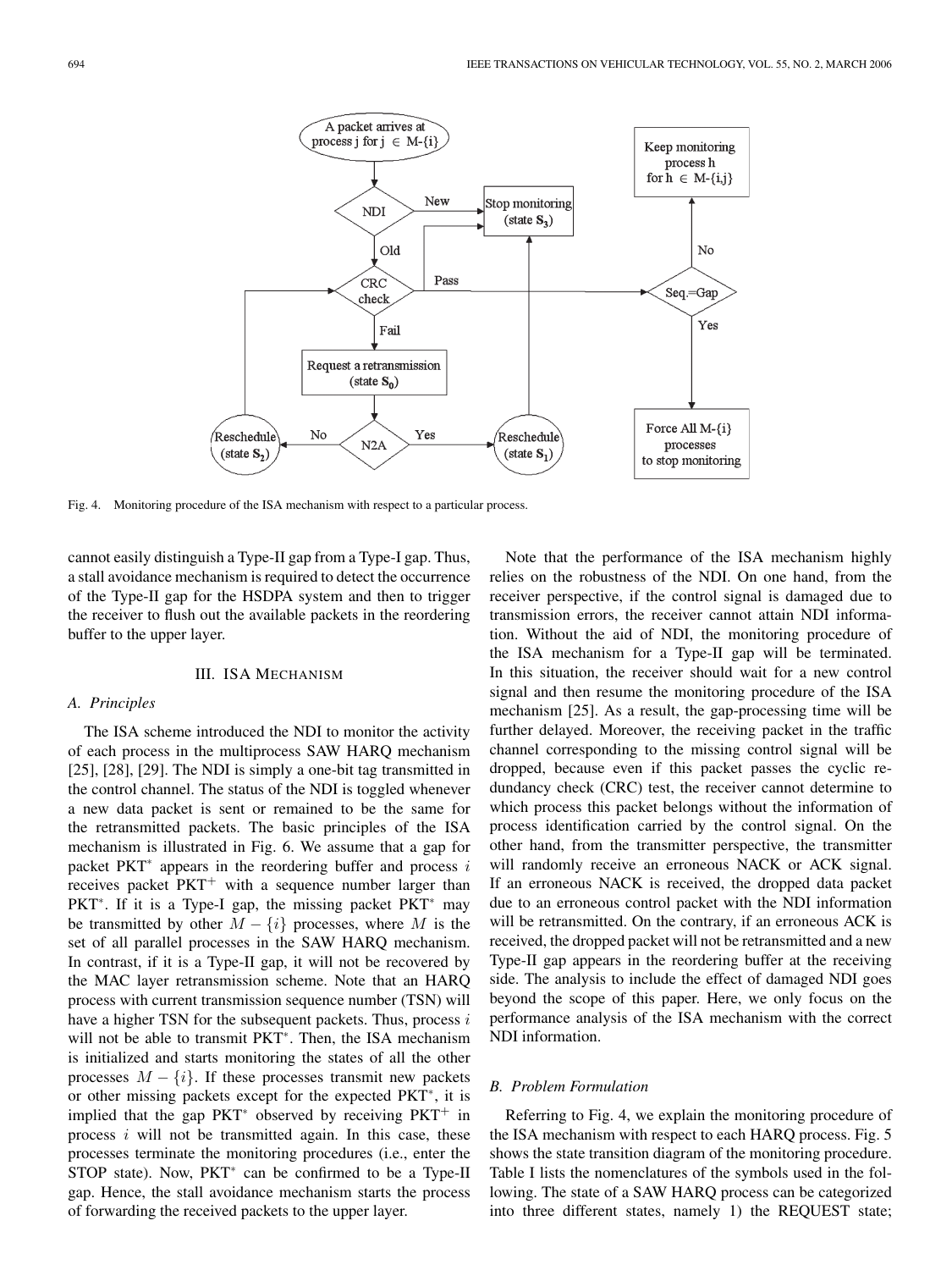Fig. 4. Monitoring procedure of the ISA mechanism with respect to a particular process.

cannot easily distinguish a Type-II gap from a Type-I gap. Thus, a stall avoidance mechanism is required to detect the occurrence of the Type-II gap for the HSDPA system and then to trigger the receiver to flush out the available packets in the reordering buffer to the upper layer.

## III. ISA Mechanism

### A. Principles

The ISA scheme introduced the NDI to monitor the activity of each process in the multiprocess SAW HARQ mechanism [25], [28], [29]. The NDI is simply a one-bit tag transmitted in the control channel. The status of the NDI is toggled whenever a new data packet is sent or remained to be the same for the retransmitted packets. The basic principles of the ISA mechanism is illustrated in Fig. 6. We assume that a gap for packet $PKT^*$ appears in the reordering buffer and process $i$ receives packet $PKT^+$ with a sequence number larger than $PKT^*$. If it is a Type-I gap, the missing packet $PKT^*$ may be transmitted by other $M - \{i\}$ processes, where $M$ is the set of all parallel processes in the SAW HARQ mechanism. In contrast, if it is a Type-II gap, it will not be recovered by the MAC layer retransmission scheme. Note that an HARQ process with current transmission sequence number (TSN) will have a higher TSN for the subsequent packets. Thus, process $i$ will not be able to transmit $PKT^*$. Then, the ISA mechanism is initialized and starts monitoring the states of all the other processes $M - \{i\}$. If these processes transmit new packets or other missing packets except for the expected $PKT^*$, it is implied that the gap $PKT^*$ observed by receiving $PKT^+$ in process $i$ will not be transmitted again. In this case, these processes terminate the monitoring procedures (i.e., enter the STOP state). Now, $PKT^*$ can be confirmed to be a Type-II gap. Hence, the stall avoidance mechanism starts the process of forwarding the received packets to the upper layer.

Note that the performance of the ISA mechanism highly relies on the robustness of the NDI. On one hand, from the receiver perspective, if the control signal is damaged due to transmission errors, the receiver cannot attain NDI information. Without the aid of NDI, the monitoring procedure of the ISA mechanism for a Type-II gap will be terminated. In this situation, the receiver should wait for a new control signal and then resume the monitoring procedure of the ISA mechanism [25]. As a result, the gap-processing time will be further delayed. Moreover, the receiving packet in the traffic channel corresponding to the missing control signal will be dropped, because even if this packet passes the cyclic redundancy check (CRC) test, the receiver cannot determine to which process this packet belongs without the information of process identification carried by the control signal. On the other hand, from the transmitter perspective, the transmitter will randomly receive an erroneous NACK or ACK signal. If an erroneous NACK is received, the dropped data packet due to an erroneous control packet with the NDI information will be retransmitted. On the contrary, if an erroneous ACK is received, the dropped packet will not be retransmitted and a new Type-II gap appears in the reordering buffer at the receiving side. The analysis to include the effect of damaged NDI goes beyond the scope of this paper. Here, we only focus on the performance analysis of the ISA mechanism with the correct NDI information.

### B. Problem Formulation

Referring to Fig. 4, we explain the monitoring procedure of the ISA mechanism with respect to each HARQ process. Fig. 5 shows the state transition diagram of the monitoring procedure. Table I lists the nomenclatures of the symbols used in the following. The state of a SAW HARQ process can be categorized into three different states, namely 1) the REQUEST state;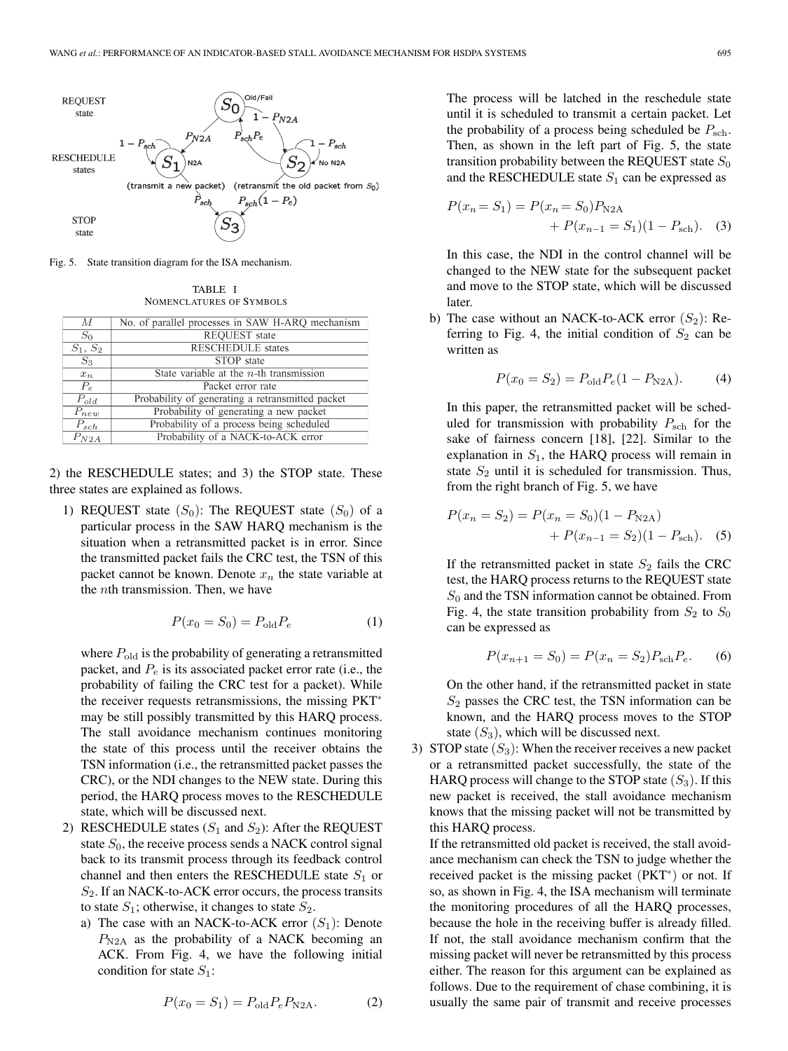Fig. 5. State transition diagram for the ISA mechanism.

TABLE I
NOMENCLATURES OF SYMBOLS

| | |
|---|---|
| $M$ | No. of parallel processes in SAW H-ARQ mechanism |
| $S_0$ | REQUEST state |
| $S_1$, $S_2$ | RESCHEDULE states |
| $S_3$ | STOP state |
| $x_n$ | State variable at the $n$-th transmission |
| $P_e$ | Packet error rate |
| $P_{old}$ | Probability of generating a retransmitted packet |
| $P_{new}$ | Probability of generating a new packet |
| $P_{sch}$ | Probability of a process being scheduled |
| $P_{N2A}$ | Probability of a NACK-to-ACK error |

2) the RESCHEDULE states; and 3) the STOP state. These three states are explained as follows.

1) REQUEST state ($S_0$): The REQUEST state ($S_0$) of a particular process in the SAW HARQ mechanism is the situation when a retransmitted packet is in error. Since the transmitted packet fails the CRC test, the TSN of this packet cannot be known. Denote $x_n$ the state variable at the $n$th transmission. Then, we have

$$P(x_0 = S_0) = P_{\mathrm{old}} P_e \tag{1}$$

where $P_{\mathrm{old}}$ is the probability of generating a retransmitted packet, and $P_e$ is its associated packet error rate (i.e., the probability of failing the CRC test for a packet). While the receiver requests retransmissions, the missing PKT* may be still possibly transmitted by this HARQ process. The stall avoidance mechanism continues monitoring the state of this process until the receiver obtains the TSN information (i.e., the retransmitted packet passes the CRC), or the NDI changes to the NEW state. During this period, the HARQ process moves to the RESCHEDULE state, which will be discussed next.

2) RESCHEDULE states ($S_1$ and $S_2$): After the REQUEST state $S_0$, the receive process sends a NACK control signal back to its transmit process through its feedback control channel and then enters the RESCHEDULE state $S_1$ or $S_2$. If an NACK-to-ACK error occurs, the process transits to state $S_1$; otherwise, it changes to state $S_2$.

   a) The case with an NACK-to-ACK error ($S_1$): Denote $P_{\mathrm{N2A}}$ as the probability of a NACK becoming an ACK. From Fig. 4, we have the following initial condition for state $S_1$:

$$P(x_0 = S_1) = P_{\mathrm{old}} P_e P_{\mathrm{N2A}}. \tag{2}$$

   The process will be latched in the reschedule state until it is scheduled to transmit a certain packet. Let the probability of a process being scheduled be $P_{\mathrm{sch}}$. Then, as shown in the left part of Fig. 5, the state transition probability between the REQUEST state $S_0$ and the RESCHEDULE state $S_1$ can be expressed as

$$P(x_n = S_1) = P(x_n = S_0) P_{\mathrm{N2A}} + P(x_{n-1} = S_1)(1 - P_{\mathrm{sch}}). \tag{3}$$

   In this case, the NDI in the control channel will be changed to the NEW state for the subsequent packet and move to the STOP state, which will be discussed later.

   b) The case without an NACK-to-ACK error ($S_2$): Referring to Fig. 4, the initial condition of $S_2$ can be written as

$$P(x_0 = S_2) = P_{\mathrm{old}} P_e (1 - P_{\mathrm{N2A}}). \tag{4}$$

   In this paper, the retransmitted packet will be scheduled for transmission with probability $P_{\mathrm{sch}}$ for the sake of fairness concern [18], [22]. Similar to the explanation in $S_1$, the HARQ process will remain in state $S_2$ until it is scheduled for transmission. Thus, from the right branch of Fig. 5, we have

$$P(x_n = S_2) = P(x_n = S_0)(1 - P_{\mathrm{N2A}}) + P(x_{n-1} = S_2)(1 - P_{\mathrm{sch}}). \tag{5}$$

   If the retransmitted packet in state $S_2$ fails the CRC test, the HARQ process returns to the REQUEST state $S_0$ and the TSN information cannot be obtained. From Fig. 4, the state transition probability from $S_2$ to $S_0$ can be expressed as

$$P(x_{n+1} = S_0) = P(x_n = S_2) P_{\mathrm{sch}} P_e. \tag{6}$$

   On the other hand, if the retransmitted packet in state $S_2$ passes the CRC test, the TSN information can be known, and the HARQ process moves to the STOP state ($S_3$), which will be discussed next.

3) STOP state ($S_3$): When the receiver receives a new packet or a retransmitted packet successfully, the state of the HARQ process will change to the STOP state ($S_3$). If this new packet is received, the stall avoidance mechanism knows that the missing packet will not be transmitted by this HARQ process.
If the retransmitted old packet is received, the stall avoidance mechanism can check the TSN to judge whether the received packet is the missing packet (PKT*) or not. If so, as shown in Fig. 4, the ISA mechanism will terminate the monitoring procedures of all the HARQ processes, because the hole in the receiving buffer is already filled. If not, the stall avoidance mechanism confirm that the missing packet will never be retransmitted by this process either. The reason for this argument can be explained as follows. Due to the requirement of chase combining, it is usually the same pair of transmit and receive processes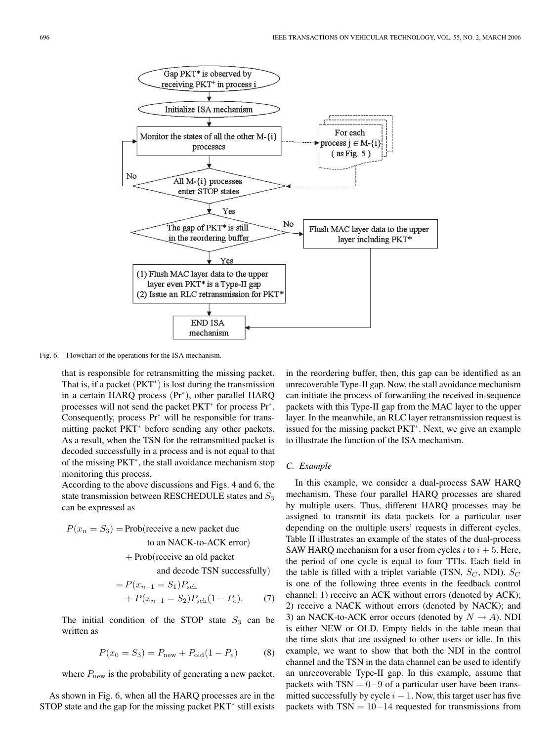Fig. 6. Flowchart of the operations for the ISA mechanism.

that is responsible for retransmitting the missing packet. That is, if a packet $(\text{PKT}^*)$ is lost during the transmission in a certain HARQ process $(\text{Pr}^*)$, other parallel HARQ processes will not send the packet $\text{PKT}^*$ for process $\text{Pr}^*$. Consequently, process $\text{Pr}^*$ will be responsible for transmitting packet $\text{PKT}^*$ before sending any other packets. As a result, when the TSN for the retransmitted packet is decoded successfully in a process and is not equal to that of the missing $\text{PKT}^*$, the stall avoidance mechanism stop monitoring this process.

According to the above discussions and Figs. 4 and 6, the state transmission between RESCHEDULE states and $S_3$ can be expressed as

$$\begin{aligned} P(x_n = S_3) &= \text{Prob(receive a new packet due to an NACK-to-ACK error)} \\ &\quad + \text{Prob(receive an old packet and decode TSN successfully)} \\ &= P(x_{n-1} = S_1)P_{\text{sch}} \\ &\quad + P(x_{n-1} = S_2)P_{\text{sch}}(1 - P_e). \end{aligned} \tag{7}$$

The initial condition of the STOP state $S_3$ can be written as

$$P(x_0 = S_3) = P_{\text{new}} + P_{\text{old}}(1 - P_e) \tag{8}$$

where $P_{\text{new}}$ is the probability of generating a new packet.

As shown in Fig. 6, when all the HARQ processes are in the STOP state and the gap for the missing packet $\text{PKT}^*$ still exists in the reordering buffer, then, this gap can be identified as an unrecoverable Type-II gap. Now, the stall avoidance mechanism can initiate the process of forwarding the received in-sequence packets with this Type-II gap from the MAC layer to the upper layer. In the meanwhile, an RLC layer retransmission request is issued for the missing packet $\text{PKT}^*$. Next, we give an example to illustrate the function of the ISA mechanism.

### C. Example

In this example, we consider a dual-process SAW HARQ mechanism. These four parallel HARQ processes are shared by multiple users. Thus, different HARQ processes may be assigned to transmit its data packets for a particular user depending on the multiple users' requests in different cycles. Table II illustrates an example of the states of the dual-process SAW HARQ mechanism for a user from cycles $i$ to $i+5$. Here, the period of one cycle is equal to four TTIs. Each field in the table is filled with a triplet variable (TSN, $S_C$, NDI). $S_C$ is one of the following three events in the feedback control channel: 1) receive an ACK without errors (denoted by ACK); 2) receive a NACK without errors (denoted by NACK); and 3) an NACK-to-ACK error occurs (denoted by $N \rightarrow A$). NDI is either NEW or OLD. Empty fields in the table mean that the time slots that are assigned to other users or idle. In this example, we want to show that both the NDI in the control channel and the TSN in the data channel can be used to identify an unrecoverable Type-II gap. In this example, assume that packets with TSN $= 0{-}9$ of a particular user have been transmitted successfully by cycle $i-1$. Now, this target user has five packets with TSN $= 10{-}14$ requested for transmissions from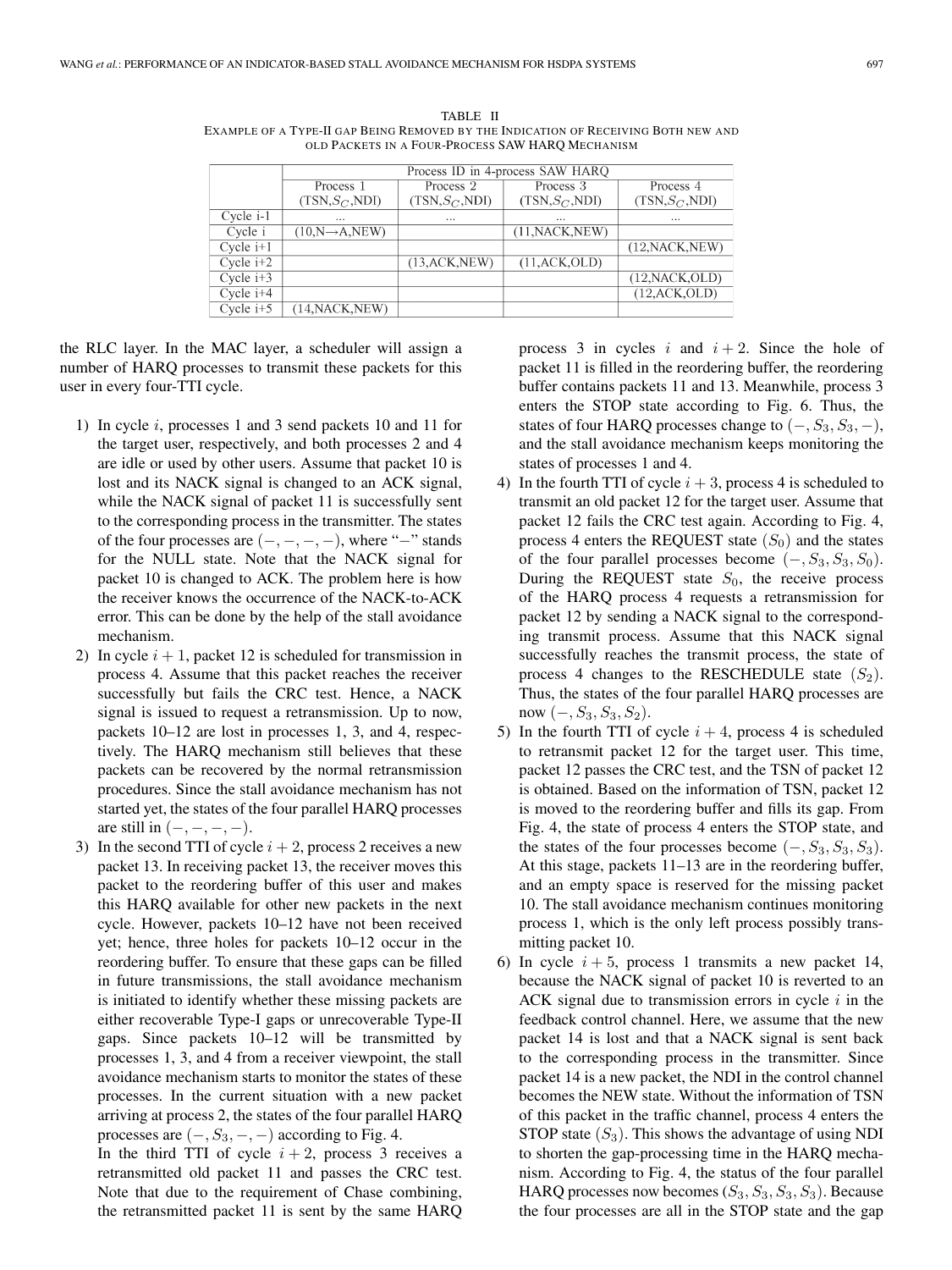TABLE II
EXAMPLE OF A TYPE-II GAP BEING REMOVED BY THE INDICATION OF RECEIVING BOTH NEW AND OLD PACKETS IN A FOUR-PROCESS SAW HARQ MECHANISM

| | Process ID in 4-process SAW HARQ | | | |
|---|---|---|---|---|
| | Process 1 (TSN,$S_C$,NDI) | Process 2 (TSN,$S_C$,NDI) | Process 3 (TSN,$S_C$,NDI) | Process 4 (TSN,$S_C$,NDI) |
| Cycle i-1 | ... | ... | ... | ... |
| Cycle i | (10,N→A,NEW) | | (11,NACK,NEW) | |
| Cycle i+1 | | | | (12,NACK,NEW) |
| Cycle i+2 | | (13,ACK,NEW) | (11,ACK,OLD) | |
| Cycle i+3 | | | | (12,NACK,OLD) |
| Cycle i+4 | | | | (12,ACK,OLD) |
| Cycle i+5 | (14,NACK,NEW) | | | |

the RLC layer. In the MAC layer, a scheduler will assign a number of HARQ processes to transmit these packets for this user in every four-TTI cycle.

1) In cycle $i$, processes 1 and 3 send packets 10 and 11 for the target user, respectively, and both processes 2 and 4 are idle or used by other users. Assume that packet 10 is lost and its NACK signal is changed to an ACK signal, while the NACK signal of packet 11 is successfully sent to the corresponding process in the transmitter. The states of the four processes are $(-,-,-,-)$, where "$-$" stands for the NULL state. Note that the NACK signal for packet 10 is changed to ACK. The problem here is how the receiver knows the occurrence of the NACK-to-ACK error. This can be done by the help of the stall avoidance mechanism.
2) In cycle $i+1$, packet 12 is scheduled for transmission in process 4. Assume that this packet reaches the receiver successfully but fails the CRC test. Hence, a NACK signal is issued to request a retransmission. Up to now, packets 10–12 are lost in processes 1, 3, and 4, respectively. The HARQ mechanism still believes that these packets can be recovered by the normal retransmission procedures. Since the stall avoidance mechanism has not started yet, the states of the four parallel HARQ processes are still in $(-,-,-,-)$.
3) In the second TTI of cycle $i+2$, process 2 receives a new packet 13. In receiving packet 13, the receiver moves this packet to the reordering buffer of this user and makes this HARQ available for other new packets in the next cycle. However, packets 10–12 have not been received yet; hence, three holes for packets 10–12 occur in the reordering buffer. To ensure that these gaps can be filled in future transmissions, the stall avoidance mechanism is initiated to identify whether these missing packets are either recoverable Type-I gaps or unrecoverable Type-II gaps. Since packets 10–12 will be transmitted by processes 1, 3, and 4 from a receiver viewpoint, the stall avoidance mechanism starts to monitor the states of these processes. In the current situation with a new packet arriving at process 2, the states of the four parallel HARQ processes are $(-,S_3,-,-)$ according to Fig. 4.
In the third TTI of cycle $i+2$, process 3 receives a retransmitted old packet 11 and passes the CRC test. Note that due to the requirement of Chase combining, the retransmitted packet 11 is sent by the same HARQ process 3 in cycles $i$ and $i+2$. Since the hole of packet 11 is filled in the reordering buffer, the reordering buffer contains packets 11 and 13. Meanwhile, process 3 enters the STOP state according to Fig. 6. Thus, the states of four HARQ processes change to $(-,S_3,S_3,-)$, and the stall avoidance mechanism keeps monitoring the states of processes 1 and 4.
4) In the fourth TTI of cycle $i+3$, process 4 is scheduled to transmit an old packet 12 for the target user. Assume that packet 12 fails the CRC test again. According to Fig. 4, process 4 enters the REQUEST state ($S_0$) and the states of the four parallel processes become $(-,S_3,S_3,S_0)$. During the REQUEST state $S_0$, the receive process of the HARQ process 4 requests a retransmission for packet 12 by sending a NACK signal to the corresponding transmit process. Assume that this NACK signal successfully reaches the transmit process, the state of process 4 changes to the RESCHEDULE state ($S_2$). Thus, the states of the four parallel HARQ processes are now $(-,S_3,S_3,S_2)$.
5) In the fourth TTI of cycle $i+4$, process 4 is scheduled to retransmit packet 12 for the target user. This time, packet 12 passes the CRC test, and the TSN of packet 12 is obtained. Based on the information of TSN, packet 12 is moved to the reordering buffer and fills its gap. From Fig. 4, the state of process 4 enters the STOP state, and the states of the four processes become $(-,S_3,S_3,S_3)$. At this stage, packets 11–13 are in the reordering buffer, and an empty space is reserved for the missing packet 10. The stall avoidance mechanism continues monitoring process 1, which is the only left process possibly transmitting packet 10.
6) In cycle $i+5$, process 1 transmits a new packet 14, because the NACK signal of packet 10 is reverted to an ACK signal due to transmission errors in cycle $i$ in the feedback control channel. Here, we assume that the new packet 14 is lost and that a NACK signal is sent back to the corresponding process in the transmitter. Since packet 14 is a new packet, the NDI in the control channel becomes the NEW state. Without the information of TSN of this packet in the traffic channel, process 4 enters the STOP state ($S_3$). This shows the advantage of using NDI to shorten the gap-processing time in the HARQ mechanism. According to Fig. 4, the status of the four parallel HARQ processes now becomes $(S_3,S_3,S_3,S_3)$. Because the four processes are all in the STOP state and the gap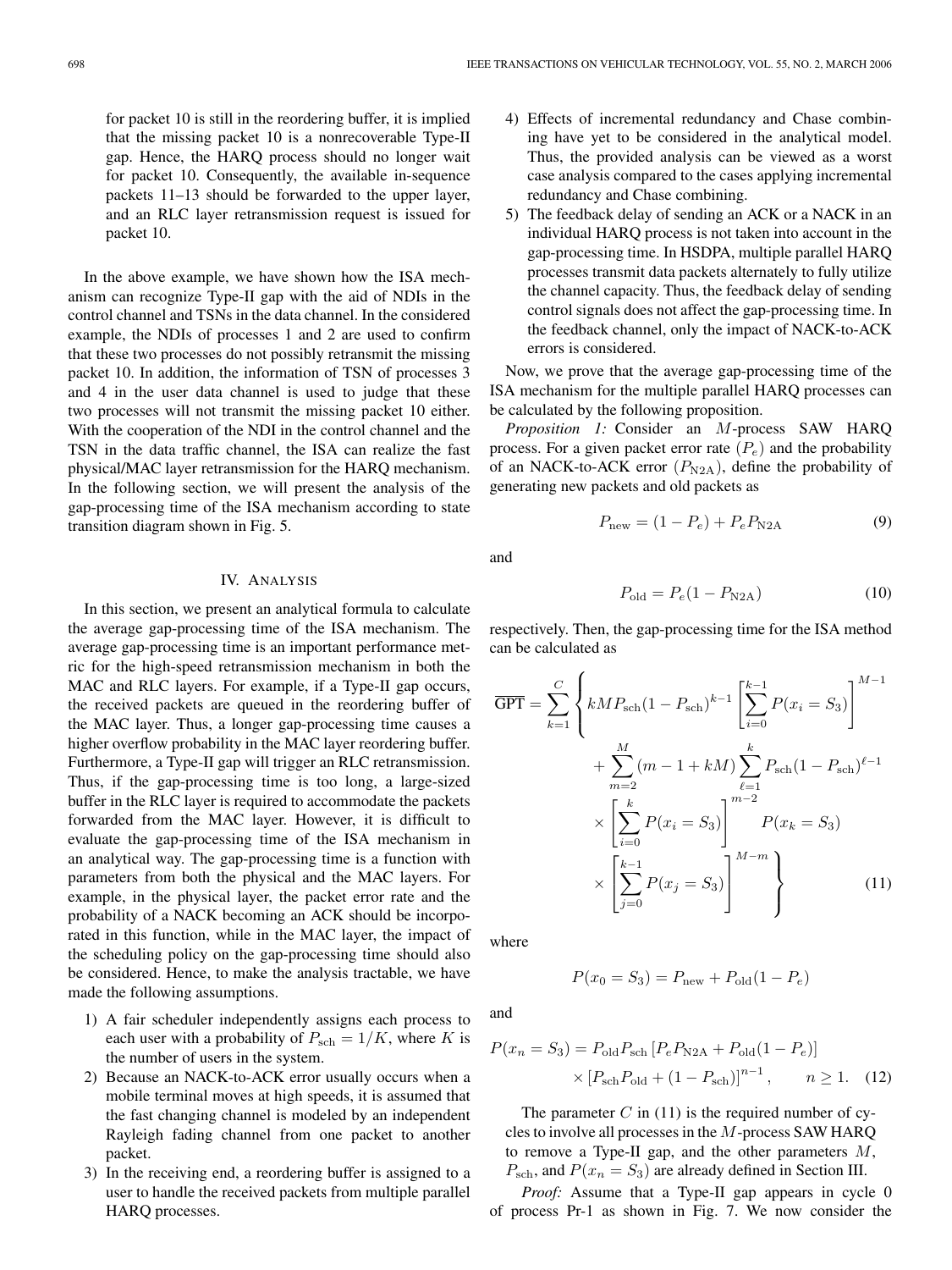for packet 10 is still in the reordering buffer, it is implied that the missing packet 10 is a nonrecoverable Type-II gap. Hence, the HARQ process should no longer wait for packet 10. Consequently, the available in-sequence packets 11–13 should be forwarded to the upper layer, and an RLC layer retransmission request is issued for packet 10.

In the above example, we have shown how the ISA mechanism can recognize Type-II gap with the aid of NDIs in the control channel and TSNs in the data channel. In the considered example, the NDIs of processes 1 and 2 are used to confirm that these two processes do not possibly retransmit the missing packet 10. In addition, the information of TSN of processes 3 and 4 in the user data channel is used to judge that these two processes will not transmit the missing packet 10 either. With the cooperation of the NDI in the control channel and the TSN in the data traffic channel, the ISA can realize the fast physical/MAC layer retransmission for the HARQ mechanism. In the following section, we will present the analysis of the gap-processing time of the ISA mechanism according to state transition diagram shown in Fig. 5.

## IV. Analysis

In this section, we present an analytical formula to calculate the average gap-processing time of the ISA mechanism. The average gap-processing time is an important performance metric for the high-speed retransmission mechanism in both the MAC and RLC layers. For example, if a Type-II gap occurs, the received packets are queued in the reordering buffer of the MAC layer. Thus, a longer gap-processing time causes a higher overflow probability in the MAC layer reordering buffer. Furthermore, a Type-II gap will trigger an RLC retransmission. Thus, if the gap-processing time is too long, a large-sized buffer in the RLC layer is required to accommodate the packets forwarded from the MAC layer. However, it is difficult to evaluate the gap-processing time of the ISA mechanism in an analytical way. The gap-processing time is a function with parameters from both the physical and the MAC layers. For example, in the physical layer, the packet error rate and the probability of a NACK becoming an ACK should be incorporated in this function, while in the MAC layer, the impact of the scheduling policy on the gap-processing time should also be considered. Hence, to make the analysis tractable, we have made the following assumptions.

1) A fair scheduler independently assigns each process to each user with a probability of $P_{\rm sch} = 1/K$, where $K$ is the number of users in the system.
2) Because an NACK-to-ACK error usually occurs when a mobile terminal moves at high speeds, it is assumed that the fast changing channel is modeled by an independent Rayleigh fading channel from one packet to another packet.
3) In the receiving end, a reordering buffer is assigned to a user to handle the received packets from multiple parallel HARQ processes.
4) Effects of incremental redundancy and Chase combining have yet to be considered in the analytical model. Thus, the provided analysis can be viewed as a worst case analysis compared to the cases applying incremental redundancy and Chase combining.
5) The feedback delay of sending an ACK or a NACK in an individual HARQ process is not taken into account in the gap-processing time. In HSDPA, multiple parallel HARQ processes transmit data packets alternately to fully utilize the channel capacity. Thus, the feedback delay of sending control signals does not affect the gap-processing time. In the feedback channel, only the impact of NACK-to-ACK errors is considered.

Now, we prove that the average gap-processing time of the ISA mechanism for the multiple parallel HARQ processes can be calculated by the following proposition.

*Proposition 1:* Consider an $M$-process SAW HARQ process. For a given packet error rate ($P_e$) and the probability of an NACK-to-ACK error ($P_{\rm N2A}$), define the probability of generating new packets and old packets as

$$P_{\rm new} = (1 - P_e) + P_e P_{\rm N2A} \tag{9}$$

and

$$P_{\rm old} = P_e(1 - P_{\rm N2A}) \tag{10}$$

respectively. Then, the gap-processing time for the ISA method can be calculated as

$$\begin{aligned}\overline{\rm GPT} = \sum_{k=1}^{C} \Bigg\{ & kMP_{\rm sch}(1-P_{\rm sch})^{k-1}\left[\sum_{i=0}^{k-1} P(x_i = S_3)\right]^{M-1} \\ & + \sum_{m=2}^{M}(m-1+kM)\sum_{\ell=1}^{k} P_{\rm sch}(1-P_{\rm sch})^{\ell-1} \\ & \times \left[\sum_{i=0}^{k} P(x_i = S_3)\right]^{m-2} P(x_k = S_3) \\ & \times \left[\sum_{j=0}^{k-1} P(x_j = S_3)\right]^{M-m} \Bigg\}\end{aligned} \tag{11}$$

where

$$P(x_0 = S_3) = P_{\rm new} + P_{\rm old}(1 - P_e)$$

and

$$\begin{aligned}P(x_n = S_3) = {} & P_{\rm old}P_{\rm sch}\left[P_e P_{\rm N2A} + P_{\rm old}(1-P_e)\right] \\ & \times \left[P_{\rm sch}P_{\rm old} + (1 - P_{\rm sch})\right]^{n-1}, \qquad n \geq 1.\end{aligned} \tag{12}$$

The parameter $C$ in (11) is the required number of cycles to involve all processes in the $M$-process SAW HARQ to remove a Type-II gap, and the other parameters $M$, $P_{\rm sch}$, and $P(x_n = S_3)$ are already defined in Section III.

*Proof:* Assume that a Type-II gap appears in cycle 0 of process Pr-1 as shown in Fig. 7. We now consider the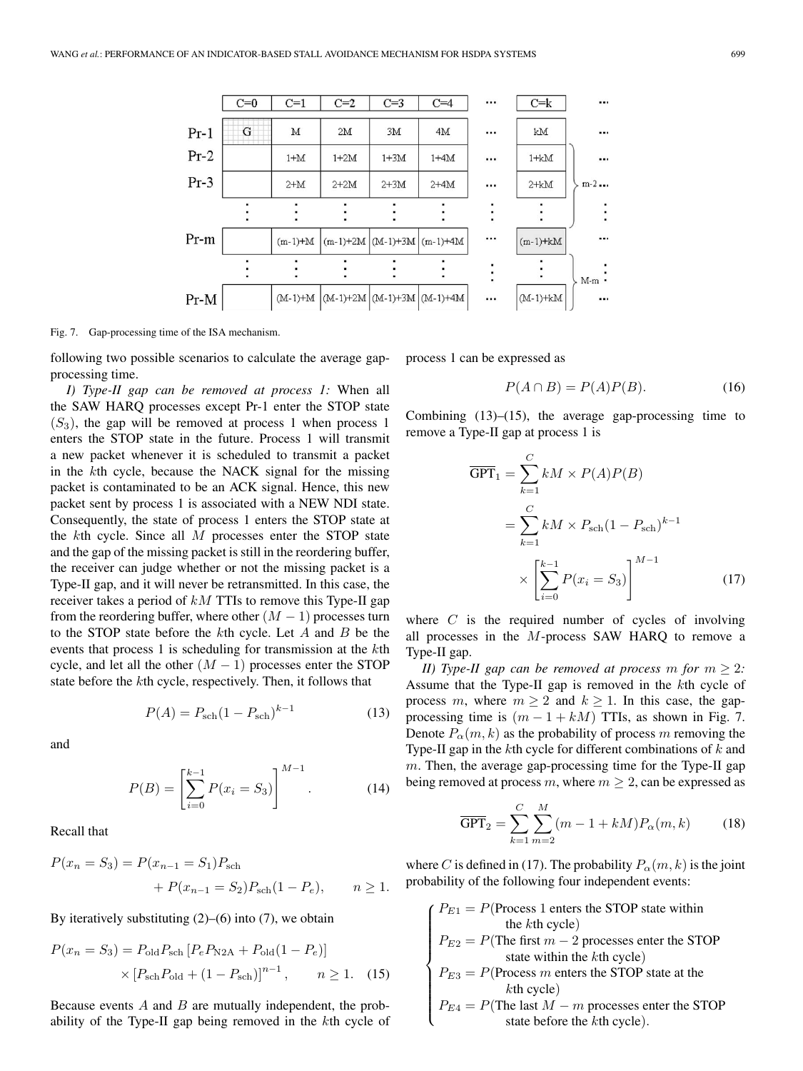| | C=0 | C=1 | C=2 | C=3 | C=4 | ⋯ | C=k | ⋯ |
|---|---|---|---|---|---|---|---|---|
| Pr-1 | G | M | 2M | 3M | 4M | ⋯ | kM | ⋯ |
| Pr-2 | | 1+M | 1+2M | 1+3M | 1+4M | ⋯ | 1+kM | ⋯ |
| Pr-3 | | 2+M | 2+2M | 2+3M | 2+4M | ⋯ | 2+kM | ⋯ |
| ⋮ | ⋮ | ⋮ | ⋮ | ⋮ | ⋮ | ⋮ | ⋮ | ⋮ |
| Pr-m | | (m-1)+M | (m-1)+2M | (M-1)+3M | (m-1)+4M | ⋯ | (m-1)+kM | ⋯ |
| ⋮ | ⋮ | ⋮ | ⋮ | ⋮ | ⋮ | ⋮ | ⋮ | ⋮ |
| Pr-M | | (M-1)+M | (M-1)+2M | (M-1)+3M | (M-1)+4M | ⋯ | (M-1)+kM | ⋯ |

(Rows Pr-2 to Pr-m: m-2; rows after Pr-m to Pr-M: M-m)

Fig. 7. Gap-processing time of the ISA mechanism.

following two possible scenarios to calculate the average gap-processing time.

*I) Type-II gap can be removed at process 1:* When all the SAW HARQ processes except Pr-1 enter the STOP state ($S_3$), the gap will be removed at process 1 when process 1 enters the STOP state in the future. Process 1 will transmit a new packet whenever it is scheduled to transmit a packet in the $k$th cycle, because the NACK signal for the missing packet is contaminated to be an ACK signal. Hence, this new packet sent by process 1 is associated with a NEW NDI state. Consequently, the state of process 1 enters the STOP state at the $k$th cycle. Since all $M$ processes enter the STOP state and the gap of the missing packet is still in the reordering buffer, the receiver can judge whether or not the missing packet is a Type-II gap, and it will never be retransmitted. In this case, the receiver takes a period of $kM$ TTIs to remove this Type-II gap from the reordering buffer, where other $(M-1)$ processes turn to the STOP state before the $k$th cycle. Let $A$ and $B$ be the events that process 1 is scheduling for transmission at the $k$th cycle, and let all the other $(M-1)$ processes enter the STOP state before the $k$th cycle, respectively. Then, it follows that

$$P(A) = P_{\text{sch}}(1-P_{\text{sch}})^{k-1} \tag{13}$$

and

$$P(B) = \left[\sum_{i=0}^{k-1} P(x_i = S_3)\right]^{M-1}. \tag{14}$$

Recall that

$$P(x_n = S_3) = P(x_{n-1} = S_1)P_{\text{sch}} + P(x_{n-1} = S_2)P_{\text{sch}}(1-P_e), \qquad n \geq 1.$$

By iteratively substituting (2)–(6) into (7), we obtain

$$P(x_n = S_3) = P_{\text{old}}P_{\text{sch}}\left[P_e P_{\text{N2A}} + P_{\text{old}}(1-P_e)\right] \times \left[P_{\text{sch}}P_{\text{old}} + (1-P_{\text{sch}})\right]^{n-1}, \qquad n \geq 1. \tag{15}$$

Because events $A$ and $B$ are mutually independent, the probability of the Type-II gap being removed in the $k$th cycle of process 1 can be expressed as

$$P(A \cap B) = P(A)P(B). \tag{16}$$

Combining (13)–(15), the average gap-processing time to remove a Type-II gap at process 1 is

$$\begin{aligned}\overline{\text{GPT}}_1 &= \sum_{k=1}^{C} kM \times P(A)P(B) \\ &= \sum_{k=1}^{C} kM \times P_{\text{sch}}(1-P_{\text{sch}})^{k-1} \\ &\quad \times \left[\sum_{i=0}^{k-1} P(x_i = S_3)\right]^{M-1}\end{aligned} \tag{17}$$

where $C$ is the required number of cycles of involving all processes in the $M$-process SAW HARQ to remove a Type-II gap.

*II) Type-II gap can be removed at process $m$ for $m \geq 2$:* Assume that the Type-II gap is removed in the $k$th cycle of process $m$, where $m \geq 2$ and $k \geq 1$. In this case, the gap-processing time is $(m-1+kM)$ TTIs, as shown in Fig. 7. Denote $P_\alpha(m,k)$ as the probability of process $m$ removing the Type-II gap in the $k$th cycle for different combinations of $k$ and $m$. Then, the average gap-processing time for the Type-II gap being removed at process $m$, where $m \geq 2$, can be expressed as

$$\overline{\text{GPT}}_2 = \sum_{k=1}^{C}\sum_{m=2}^{M}(m-1+kM)P_\alpha(m,k) \tag{18}$$

where $C$ is defined in (17). The probability $P_\alpha(m,k)$ is the joint probability of the following four independent events:

$$\begin{cases} P_{E1} = P(\text{Process 1 enters the STOP state within the } k\text{th cycle}) \\ P_{E2} = P(\text{The first } m-2 \text{ processes enter the STOP state within the } k\text{th cycle}) \\ P_{E3} = P(\text{Process } m \text{ enters the STOP state at the } k\text{th cycle}) \\ P_{E4} = P(\text{The last } M-m \text{ processes enter the STOP state before the } k\text{th cycle}). \end{cases}$$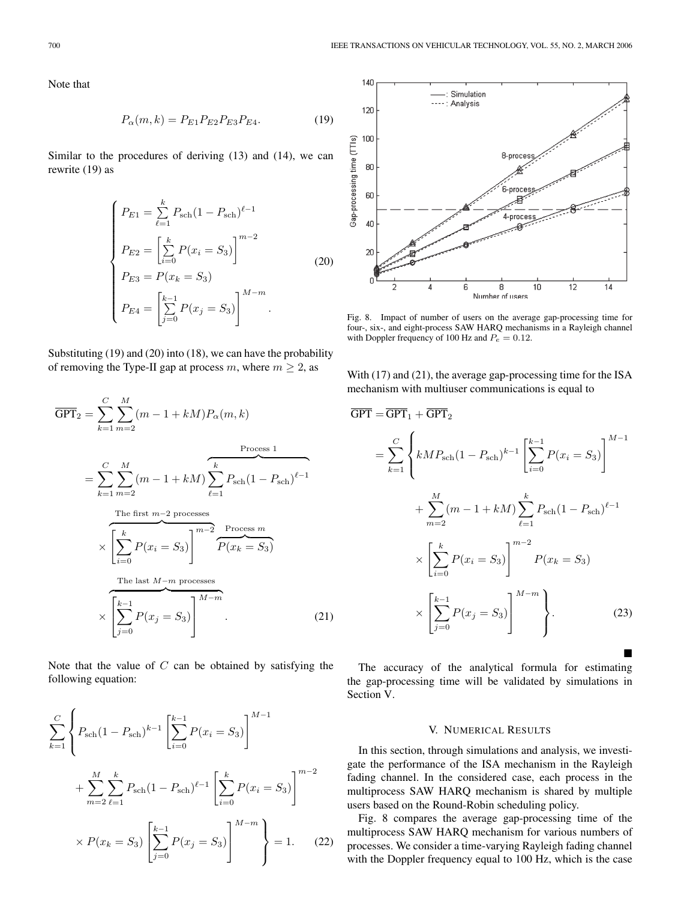Note that

$$P_\alpha(m,k) = P_{E1}P_{E2}P_{E3}P_{E4}. \tag{19}$$

Similar to the procedures of deriving (13) and (14), we can rewrite (19) as

$$\begin{cases} P_{E1} = \sum\limits_{\ell=1}^{k} P_{\text{sch}}(1-P_{\text{sch}})^{\ell-1} \\ P_{E2} = \left[\sum\limits_{i=0}^{k} P(x_i = S_3)\right]^{m-2} \\ P_{E3} = P(x_k = S_3) \\ P_{E4} = \left[\sum\limits_{j=0}^{k-1} P(x_j = S_3)\right]^{M-m}. \end{cases} \tag{20}$$

Substituting (19) and (20) into (18), we can have the probability of removing the Type-II gap at process $m$, where $m \geq 2$, as

$$\begin{aligned} \overline{\text{GPT}}_2 &= \sum_{k=1}^{C}\sum_{m=2}^{M}(m-1+kM)P_\alpha(m,k) \\ &= \sum_{k=1}^{C}\sum_{m=2}^{M}(m-1+kM)\overbrace{\sum_{\ell=1}^{k}P_{\text{sch}}(1-P_{\text{sch}})^{\ell-1}}^{\text{Process 1}} \\ &\quad \times \overbrace{\left[\sum_{i=0}^{k}P(x_i=S_3)\right]^{m-2}}^{\text{The first } m-2 \text{ processes}} \overbrace{P(x_k=S_3)}^{\text{Process } m} \\ &\quad \times \overbrace{\left[\sum_{j=0}^{k-1}P(x_j=S_3)\right]^{M-m}}^{\text{The last } M-m \text{ processes}}. \end{aligned} \tag{21}$$

Note that the value of $C$ can be obtained by satisfying the following equation:

$$\begin{aligned} \sum_{k=1}^{C}&\left\{P_{\text{sch}}(1-P_{\text{sch}})^{k-1}\left[\sum_{i=0}^{k-1}P(x_i=S_3)\right]^{M-1}\right. \\ &+\sum_{m=2}^{M}\sum_{\ell=1}^{k}P_{\text{sch}}(1-P_{\text{sch}})^{\ell-1}\left[\sum_{i=0}^{k}P(x_i=S_3)\right]^{m-2} \\ &\left.\times P(x_k=S_3)\left[\sum_{j=0}^{k-1}P(x_j=S_3)\right]^{M-m}\right\} = 1. \end{aligned} \tag{22}$$

Fig. 8. Impact of number of users on the average gap-processing time for four-, six-, and eight-process SAW HARQ mechanisms in a Rayleigh channel with Doppler frequency of 100 Hz and $P_e = 0.12$.

With (17) and (21), the average gap-processing time for the ISA mechanism with multiuser communications is equal to

$$\begin{aligned} \overline{\text{GPT}} &= \overline{\text{GPT}}_1 + \overline{\text{GPT}}_2 \\ &= \sum_{k=1}^{C}\left\{kMP_{\text{sch}}(1-P_{\text{sch}})^{k-1}\left[\sum_{i=0}^{k-1}P(x_i=S_3)\right]^{M-1}\right. \\ &\quad + \sum_{m=2}^{M}(m-1+kM)\sum_{\ell=1}^{k}P_{\text{sch}}(1-P_{\text{sch}})^{\ell-1} \\ &\quad \times \left[\sum_{i=0}^{k}P(x_i=S_3)\right]^{m-2} P(x_k=S_3) \\ &\quad \left.\times \left[\sum_{j=0}^{k-1}P(x_j=S_3)\right]^{M-m}\right\}. \end{aligned} \tag{23}$$

■

The accuracy of the analytical formula for estimating the gap-processing time will be validated by simulations in Section V.

## V. Numerical Results

In this section, through simulations and analysis, we investigate the performance of the ISA mechanism in the Rayleigh fading channel. In the considered case, each process in the multiprocess SAW HARQ mechanism is shared by multiple users based on the Round-Robin scheduling policy.

Fig. 8 compares the average gap-processing time of the multiprocess SAW HARQ mechanism for various numbers of processes. We consider a time-varying Rayleigh fading channel with the Doppler frequency equal to 100 Hz, which is the case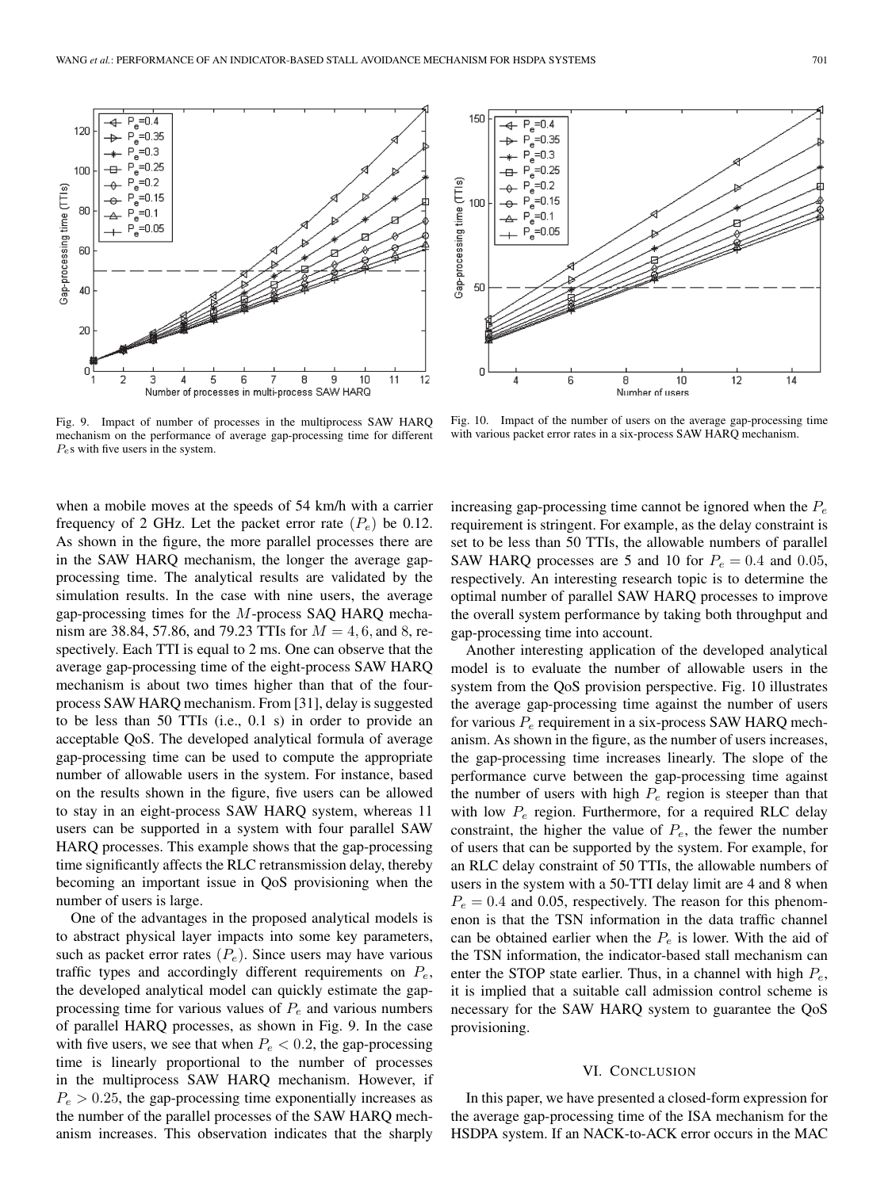Fig. 9. Impact of number of processes in the multiprocess SAW HARQ mechanism on the performance of average gap-processing time for different $P_e$s with five users in the system.

Fig. 10. Impact of the number of users on the average gap-processing time with various packet error rates in a six-process SAW HARQ mechanism.

when a mobile moves at the speeds of 54 km/h with a carrier frequency of 2 GHz. Let the packet error rate ($P_e$) be 0.12. As shown in the figure, the more parallel processes there are in the SAW HARQ mechanism, the longer the average gap-processing time. The analytical results are validated by the simulation results. In the case with nine users, the average gap-processing times for the $M$-process SAQ HARQ mechanism are 38.84, 57.86, and 79.23 TTIs for $M = 4, 6,$ and $8$, respectively. Each TTI is equal to 2 ms. One can observe that the average gap-processing time of the eight-process SAW HARQ mechanism is about two times higher than that of the four-process SAW HARQ mechanism. From [31], delay is suggested to be less than 50 TTIs (i.e., 0.1 s) in order to provide an acceptable QoS. The developed analytical formula of average gap-processing time can be used to compute the appropriate number of allowable users in the system. For instance, based on the results shown in the figure, five users can be allowed to stay in an eight-process SAW HARQ system, whereas 11 users can be supported in a system with four parallel SAW HARQ processes. This example shows that the gap-processing time significantly affects the RLC retransmission delay, thereby becoming an important issue in QoS provisioning when the number of users is large.

One of the advantages in the proposed analytical models is to abstract physical layer impacts into some key parameters, such as packet error rates ($P_e$). Since users may have various traffic types and accordingly different requirements on $P_e$, the developed analytical model can quickly estimate the gap-processing time for various values of $P_e$ and various numbers of parallel HARQ processes, as shown in Fig. 9. In the case with five users, we see that when $P_e < 0.2$, the gap-processing time is linearly proportional to the number of processes in the multiprocess SAW HARQ mechanism. However, if $P_e > 0.25$, the gap-processing time exponentially increases as the number of the parallel processes of the SAW HARQ mechanism increases. This observation indicates that the sharply increasing gap-processing time cannot be ignored when the $P_e$ requirement is stringent. For example, as the delay constraint is set to be less than 50 TTIs, the allowable numbers of parallel SAW HARQ processes are 5 and 10 for $P_e = 0.4$ and $0.05$, respectively. An interesting research topic is to determine the optimal number of parallel SAW HARQ processes to improve the overall system performance by taking both throughput and gap-processing time into account.

Another interesting application of the developed analytical model is to evaluate the number of allowable users in the system from the QoS provision perspective. Fig. 10 illustrates the average gap-processing time against the number of users for various $P_e$ requirement in a six-process SAW HARQ mechanism. As shown in the figure, as the number of users increases, the gap-processing time increases linearly. The slope of the performance curve between the gap-processing time against the number of users with high $P_e$ region is steeper than that with low $P_e$ region. Furthermore, for a required RLC delay constraint, the higher the value of $P_e$, the fewer the number of users that can be supported by the system. For example, for an RLC delay constraint of 50 TTIs, the allowable numbers of users in the system with a 50-TTI delay limit are 4 and 8 when $P_e = 0.4$ and 0.05, respectively. The reason for this phenomenon is that the TSN information in the data traffic channel can be obtained earlier when the $P_e$ is lower. With the aid of the TSN information, the indicator-based stall mechanism can enter the STOP state earlier. Thus, in a channel with high $P_e$, it is implied that a suitable call admission control scheme is necessary for the SAW HARQ system to guarantee the QoS provisioning.

## VI. Conclusion

In this paper, we have presented a closed-form expression for the average gap-processing time of the ISA mechanism for the HSDPA system. If an NACK-to-ACK error occurs in the MAC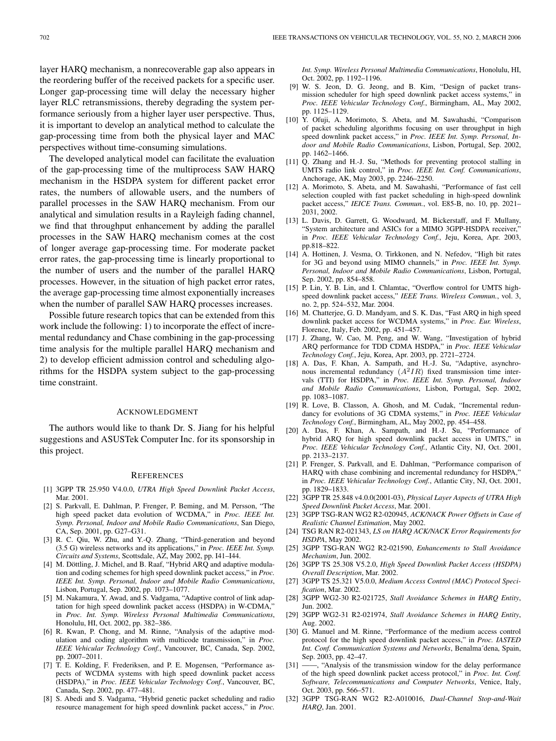layer HARQ mechanism, a nonrecoverable gap also appears in the reordering buffer of the received packets for a specific user. Longer gap-processing time will delay the necessary higher layer RLC retransmissions, thereby degrading the system performance seriously from a higher layer user perspective. Thus, it is important to develop an analytical method to calculate the gap-processing time from both the physical layer and MAC perspectives without time-consuming simulations.

The developed analytical model can facilitate the evaluation of the gap-processing time of the multiprocess SAW HARQ mechanism in the HSDPA system for different packet error rates, the numbers of allowable users, and the numbers of parallel processes in the SAW HARQ mechanism. From our analytical and simulation results in a Rayleigh fading channel, we find that throughput enhancement by adding the parallel processes in the SAW HARQ mechanism comes at the cost of longer average gap-processing time. For moderate packet error rates, the gap-processing time is linearly proportional to the number of users and the number of the parallel HARQ processes. However, in the situation of high packet error rates, the average gap-processing time almost exponentially increases when the number of parallel SAW HARQ processes increases.

Possible future research topics that can be extended from this work include the following: 1) to incorporate the effect of incremental redundancy and Chase combining in the gap-processing time analysis for the multiple parallel HARQ mechanism and 2) to develop efficient admission control and scheduling algorithms for the HSDPA system subject to the gap-processing time constraint.

## ACKNOWLEDGMENT

The authors would like to thank Dr. S. Jiang for his helpful suggestions and ASUSTek Computer Inc. for its sponsorship in this project.

## REFERENCES

[1] 3GPP TR 25.950 V4.0.0, *UTRA High Speed Downlink Packet Access*, Mar. 2001.

[2] S. Parkvall, E. Dahlman, P. Frenger, P. Beming, and M. Persson, "The high speed packet data evolution of WCDMA," in *Proc. IEEE Int. Symp. Personal, Indoor and Mobile Radio Communications*, San Diego, CA, Sep. 2001, pp. G27–G31.

[3] R. C. Qiu, W. Zhu, and Y.-Q. Zhang, "Third-generation and beyond (3.5 G) wireless networks and its applications," in *Proc. IEEE Int. Symp. Circuits and Systems*, Scottsdale, AZ, May 2002, pp. I41–I44.

[4] M. Döttling, J. Michel, and B. Raaf, "Hybrid ARQ and adaptive modulation and coding schemes for high speed downlink packet access," in *Proc. IEEE Int. Symp. Personal, Indoor and Mobile Radio Communications*, Lisbon, Portugal, Sep. 2002, pp. 1073–1077.

[5] M. Nakamura, Y. Awad, and S. Vadgama, "Adaptive control of link adaptation for high speed downlink packet access (HSDPA) in W-CDMA," in *Proc. Int. Symp. Wireless Personal Multimedia Communications*, Honolulu, HI, Oct. 2002, pp. 382–386.

[6] R. Kwan, P. Chong, and M. Rinne, "Analysis of the adaptive modulation and coding algorithm with multicode transmission," in *Proc. IEEE Vehicular Technology Conf.*, Vancouver, BC, Canada, Sep. 2002, pp. 2007–2011.

[7] T. E. Kolding, F. Frederiksen, and P. E. Mogensen, "Performance aspects of WCDMA systems with high speed downlink packet access (HSDPA)," in *Proc. IEEE Vehicular Technology Conf.*, Vancouver, BC, Canada, Sep. 2002, pp. 477–481.

[8] S. Abedi and S. Vadgama, "Hybrid genetic packet scheduling and radio resource management for high speed downlink packet access," in *Proc. Int. Symp. Wireless Personal Multimedia Communications*, Honolulu, HI, Oct. 2002, pp. 1192–1196.

[9] W. S. Jeon, D. G. Jeong, and B. Kim, "Design of packet transmission scheduler for high speed downlink packet access systems," in *Proc. IEEE Vehicular Technology Conf.*, Birmingham, AL, May 2002, pp. 1125–1129.

[10] Y. Ofuji, A. Morimoto, S. Abeta, and M. Sawahashi, "Comparison of packet scheduling algorithms focusing on user throughput in high speed downlink packet access," in *Proc. IEEE Int. Symp. Personal, Indoor and Mobile Radio Communications*, Lisbon, Portugal, Sep. 2002, pp. 1462–1466.

[11] Q. Zhang and H.-J. Su, "Methods for preventing protocol stalling in UMTS radio link control," in *Proc. IEEE Int. Conf. Communications*, Anchorage, AK, May 2003, pp. 2246–2250.

[12] A. Morimoto, S. Abeta, and M. Sawahashi, "Performance of fast cell selection coupled with fast packet scheduling in high-speed downlink packet access," *IEICE Trans. Commun.*, vol. E85-B, no. 10, pp. 2021–2031, 2002.

[13] L. Davis, D. Garrett, G. Woodward, M. Bickerstaff, and F. Mullany, "System architecture and ASICs for a MIMO 3GPP-HSDPA receiver," in *Proc. IEEE Vehicular Technology Conf.*, Jeju, Korea, Apr. 2003, pp.818–822.

[14] A. Hottinen, J. Vesma, O. Tirkkonen, and N. Nefedov, "High bit rates for 3G and beyond using MIMO channels," in *Proc. IEEE Int. Symp. Personal, Indoor and Mobile Radio Communications*, Lisbon, Portugal, Sep. 2002, pp. 854–858.

[15] P. Lin, Y. B. Lin, and I. Chlamtac, "Overflow control for UMTS high-speed downlink packet access," *IEEE Trans. Wireless Commun.*, vol. 3, no. 2, pp. 524–532, Mar. 2004.

[16] M. Chatterjee, G. D. Mandyam, and S. K. Das, "Fast ARQ in high speed downlink packet access for WCDMA systems," in *Proc. Eur. Wireless*, Florence, Italy, Feb. 2002, pp. 451–457.

[17] J. Zhang, W. Cao, M. Peng, and W. Wang, "Investigation of hybrid ARQ performance for TDD CDMA HSDPA," in *Proc. IEEE Vehicular Technology Conf.*, Jeju, Korea, Apr. 2003, pp. 2721–2724.

[18] A. Das, F. Khan, A. Sampath, and H.-J. Su, "Adaptive, asynchronous incremental redundancy ($A^2IR$) fixed transmission time intervals (TTI) for HSDPA," in *Proc. IEEE Int. Symp. Personal, Indoor and Mobile Radio Communications*, Lisbon, Portugal, Sep. 2002, pp. 1083–1087.

[19] R. Love, B. Classon, A. Ghosh, and M. Cudak, "Incremental redundancy for evolutions of 3G CDMA systems," in *Proc. IEEE Vehicular Technology Conf.*, Birmingham, AL, May 2002, pp. 454–458.

[20] A. Das, F. Khan, A. Sampath, and H.-J. Su, "Performance of hybrid ARQ for high speed downlink packet access in UMTS," in *Proc. IEEE Vehicular Technology Conf.*, Atlantic City, NJ, Oct. 2001, pp. 2133–2137.

[21] P. Frenger, S. Parkvall, and E. Dahlman, "Performance comparison of HARQ with chase combining and incremental redundancy for HSDPA," in *Proc. IEEE Vehicular Technology Conf.*, Atlantic City, NJ, Oct. 2001, pp. 1829–1833.

[22] 3GPP TR 25.848 v4.0.0(2001-03), *Physical Layer Aspects of UTRA High Speed Downlink Packet Access*, Mar. 2001.

[23] 3GPP TSG-RAN WG2 R2-020945, *ACK/NACK Power Offsets in Case of Realistic Channel Estimation*, May 2002.

[24] TSG RAN R2-021343, *LS on HARQ ACK/NACK Error Requirements for HSDPA*, May 2002.

[25] 3GPP TSG-RAN WG2 R2-021590, *Enhancements to Stall Avoidance Mechanism*, Jun. 2002.

[26] 3GPP TS 25.308 V5.2.0, *High Speed Downlink Packet Access (HSDPA) Overall Description*, Mar. 2002.

[27] 3GPP TS 25.321 V5.0.0, *Medium Access Control (MAC) Protocol Specification*, Mar. 2002.

[28] 3GPP WG2-30 R2-021725, *Stall Avoidance Schemes in HARQ Entity*, Jun. 2002.

[29] 3GPP WG2-31 R2-021974, *Stall Avoidance Schemes in HARQ Entity*, Aug. 2002.

[30] G. Manuel and M. Rinne, "Performance of the medium access control protocol for the high speed downlink packet access," in *Proc. IASTED Int. Conf. Communication Systems and Networks*, Benalma´dena, Spain, Sep. 2003, pp. 42–47.

[31] ——, "Analysis of the transmission window for the delay performance of the high speed downlink packet access protocol," in *Proc. Int. Conf. Software, Telecommunications and Computer Networks*, Venice, Italy, Oct. 2003, pp. 566–571.

[32] 3GPP TSG-RAN WG2 R2-A010016, *Dual-Channel Stop-and-Wait HARQ*, Jan. 2001.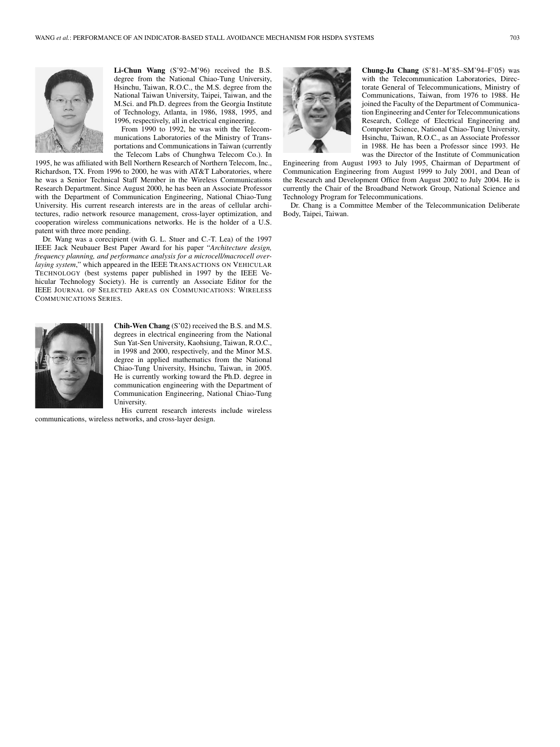**Li-Chun Wang** (S'92–M'96) received the B.S. degree from the National Chiao-Tung University, Hsinchu, Taiwan, R.O.C., the M.S. degree from the National Taiwan University, Taipei, Taiwan, and the M.Sci. and Ph.D. degrees from the Georgia Institute of Technology, Atlanta, in 1986, 1988, 1995, and 1996, respectively, all in electrical engineering.

From 1990 to 1992, he was with the Telecommunications Laboratories of the Ministry of Transportations and Communications in Taiwan (currently the Telecom Labs of Chunghwa Telecom Co.). In 1995, he was affiliated with Bell Northern Research of Northern Telecom, Inc., Richardson, TX. From 1996 to 2000, he was with AT&T Laboratories, where he was a Senior Technical Staff Member in the Wireless Communications Research Department. Since August 2000, he has been an Associate Professor with the Department of Communication Engineering, National Chiao-Tung University. His current research interests are in the areas of cellular architectures, radio network resource management, cross-layer optimization, and cooperation wireless communications networks. He is the holder of a U.S. patent with three more pending.

Dr. Wang was a corecipient (with G. L. Stuer and C.-T. Lea) of the 1997 IEEE Jack Neubauer Best Paper Award for his paper "*Architecture design, frequency planning, and performance analysis for a microcell/macrocell overlaying system*," which appeared in the IEEE TRANSACTIONS ON VEHICULAR TECHNOLOGY (best systems paper published in 1997 by the IEEE Vehicular Technology Society). He is currently an Associate Editor for the IEEE JOURNAL OF SELECTED AREAS ON COMMUNICATIONS: WIRELESS COMMUNICATIONS SERIES.

**Chih-Wen Chang** (S'02) received the B.S. and M.S. degrees in electrical engineering from the National Sun Yat-Sen University, Kaohsiung, Taiwan, R.O.C., in 1998 and 2000, respectively, and the Minor M.S. degree in applied mathematics from the National Chiao-Tung University, Hsinchu, Taiwan, in 2005. He is currently working toward the Ph.D. degree in communication engineering with the Department of Communication Engineering, National Chiao-Tung University.

His current research interests include wireless communications, wireless networks, and cross-layer design.

**Chung-Ju Chang** (S'81–M'85–SM'94–F'05) was with the Telecommunication Laboratories, Directorate General of Telecommunications, Ministry of Communications, Taiwan, from 1976 to 1988. He joined the Faculty of the Department of Communication Engineering and Center for Telecommunications Research, College of Electrical Engineering and Computer Science, National Chiao-Tung University, Hsinchu, Taiwan, R.O.C., as an Associate Professor in 1988. He has been a Professor since 1993. He was the Director of the Institute of Communication Engineering from August 1993 to July 1995, Chairman of Department of Communication Engineering from August 1999 to July 2001, and Dean of the Research and Development Office from August 2002 to July 2004. He is currently the Chair of the Broadband Network Group, National Science and Technology Program for Telecommunications.

Dr. Chang is a Committee Member of the Telecommunication Deliberate Body, Taipei, Taiwan.